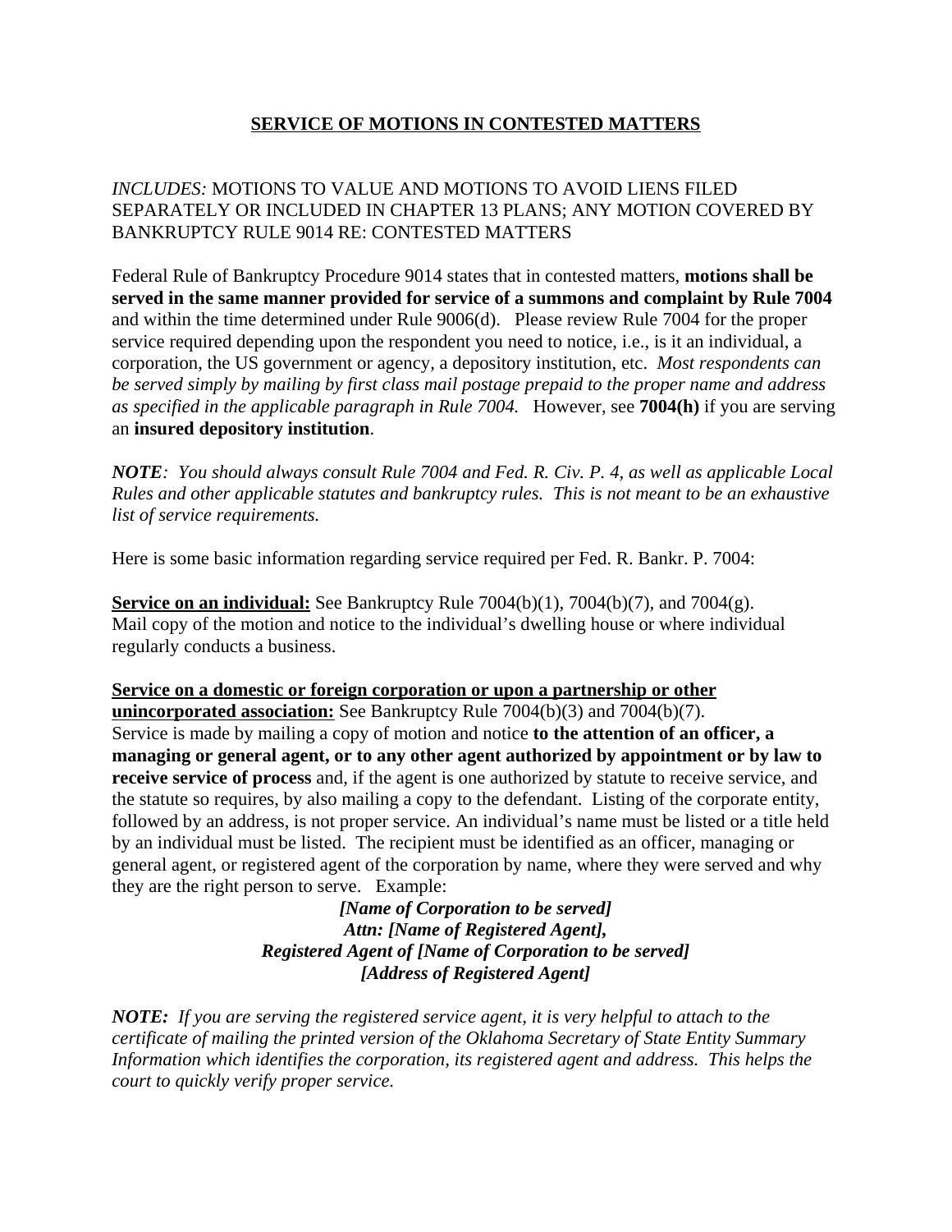# **SERVICE OF MOTIONS IN CONTESTED MATTERS**

*INCLUDES:* MOTIONS TO VALUE AND MOTIONS TO AVOID LIENS FILED SEPARATELY OR INCLUDED IN CHAPTER 13 PLANS; ANY MOTION COVERED BY BANKRUPTCY RULE 9014 RE: CONTESTED MATTERS

Federal Rule of Bankruptcy Procedure 9014 states that in contested matters, **motions shall be served in the same manner provided for service of a summons and complaint by Rule 7004** and within the time determined under Rule 9006(d). Please review Rule 7004 for the proper service required depending upon the respondent you need to notice, i.e., is it an individual, a corporation, the US government or agency, a depository institution, etc. *Most respondents can be served simply by mailing by first class mail postage prepaid to the proper name and address as specified in the applicable paragraph in Rule 7004.* However, see **7004(h)** if you are serving an **insured depository institution**.

***NOTE****: You should always consult Rule 7004 and Fed. R. Civ. P. 4, as well as applicable Local Rules and other applicable statutes and bankruptcy rules. This is not meant to be an exhaustive list of service requirements.*

Here is some basic information regarding service required per Fed. R. Bankr. P. 7004:

**Service on an individual:** See Bankruptcy Rule 7004(b)(1), 7004(b)(7), and 7004(g). Mail copy of the motion and notice to the individual's dwelling house or where individual regularly conducts a business.

**Service on a domestic or foreign corporation or upon a partnership or other unincorporated association:** See Bankruptcy Rule 7004(b)(3) and 7004(b)(7). Service is made by mailing a copy of motion and notice **to the attention of an officer, a managing or general agent, or to any other agent authorized by appointment or by law to receive service of process** and, if the agent is one authorized by statute to receive service, and the statute so requires, by also mailing a copy to the defendant. Listing of the corporate entity, followed by an address, is not proper service. An individual's name must be listed or a title held by an individual must be listed. The recipient must be identified as an officer, managing or general agent, or registered agent of the corporation by name, where they were served and why they are the right person to serve. Example:

***[Name of Corporation to be served]***
***Attn: [Name of Registered Agent],***
***Registered Agent of [Name of Corporation to be served]***
***[Address of Registered Agent]***

***NOTE:*** *If you are serving the registered service agent, it is very helpful to attach to the certificate of mailing the printed version of the Oklahoma Secretary of State Entity Summary Information which identifies the corporation, its registered agent and address. This helps the court to quickly verify proper service.*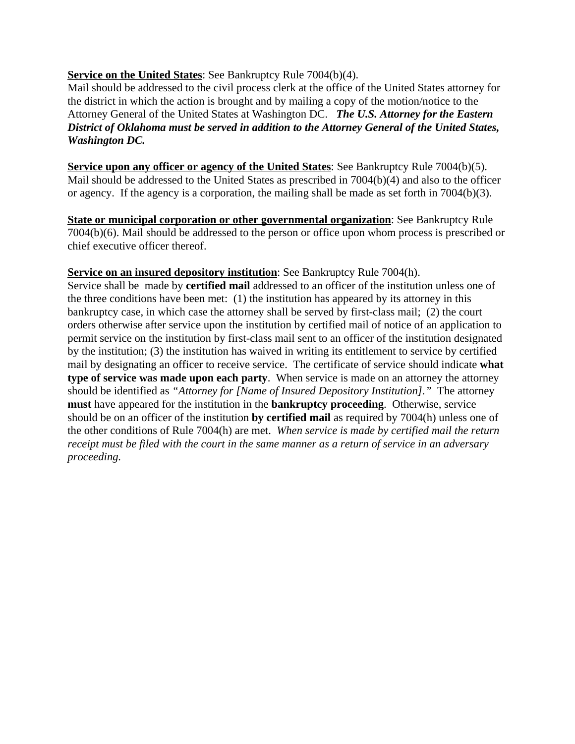**<u>Service on the United States</u>**: See Bankruptcy Rule 7004(b)(4).
Mail should be addressed to the civil process clerk at the office of the United States attorney for the district in which the action is brought and by mailing a copy of the motion/notice to the Attorney General of the United States at Washington DC. ***The U.S. Attorney for the Eastern District of Oklahoma must be served in addition to the Attorney General of the United States, Washington DC.***

**<u>Service upon any officer or agency of the United States</u>**: See Bankruptcy Rule 7004(b)(5). Mail should be addressed to the United States as prescribed in 7004(b)(4) and also to the officer or agency. If the agency is a corporation, the mailing shall be made as set forth in 7004(b)(3).

**<u>State or municipal corporation or other governmental organization</u>**: See Bankruptcy Rule 7004(b)(6). Mail should be addressed to the person or office upon whom process is prescribed or chief executive officer thereof.

**<u>Service on an insured depository institution</u>**: See Bankruptcy Rule 7004(h).
Service shall be made by **certified mail** addressed to an officer of the institution unless one of the three conditions have been met: (1) the institution has appeared by its attorney in this bankruptcy case, in which case the attorney shall be served by first-class mail; (2) the court orders otherwise after service upon the institution by certified mail of notice of an application to permit service on the institution by first-class mail sent to an officer of the institution designated by the institution; (3) the institution has waived in writing its entitlement to service by certified mail by designating an officer to receive service. The certificate of service should indicate **what type of service was made upon each party**. When service is made on an attorney the attorney should be identified as *"Attorney for [Name of Insured Depository Institution]."* The attorney **must** have appeared for the institution in the **bankruptcy proceeding**. Otherwise, service should be on an officer of the institution **by certified mail** as required by 7004(h) unless one of the other conditions of Rule 7004(h) are met. *When service is made by certified mail the return receipt must be filed with the court in the same manner as a return of service in an adversary proceeding.*